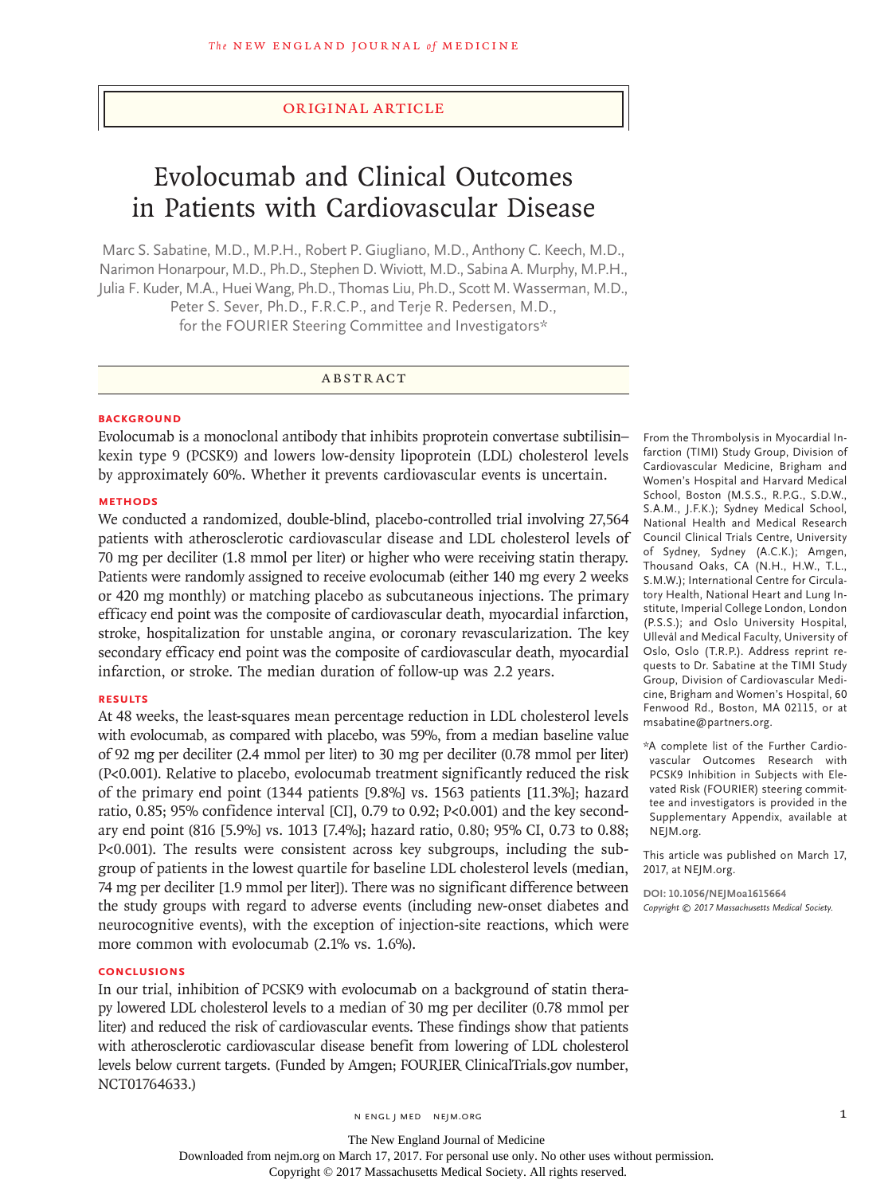ORIGINAL ARTICLE

# Evolocumab and Clinical Outcomes in Patients with Cardiovascular Disease

Marc S. Sabatine, M.D., M.P.H., Robert P. Giugliano, M.D., Anthony C. Keech, M.D., Narimon Honarpour, M.D., Ph.D., Stephen D. Wiviott, M.D., Sabina A. Murphy, M.P.H., Julia F. Kuder, M.A., Huei Wang, Ph.D., Thomas Liu, Ph.D., Scott M. Wasserman, M.D., Peter S. Sever, Ph.D., F.R.C.P., and Terje R. Pedersen, M.D., for the FOURIER Steering Committee and Investigators*

## ABSTRACT

### BACKGROUND

Evolocumab is a monoclonal antibody that inhibits proprotein convertase subtilisin–kexin type 9 (PCSK9) and lowers low-density lipoprotein (LDL) cholesterol levels by approximately 60%. Whether it prevents cardiovascular events is uncertain.

### METHODS

We conducted a randomized, double-blind, placebo-controlled trial involving 27,564 patients with atherosclerotic cardiovascular disease and LDL cholesterol levels of 70 mg per deciliter (1.8 mmol per liter) or higher who were receiving statin therapy. Patients were randomly assigned to receive evolocumab (either 140 mg every 2 weeks or 420 mg monthly) or matching placebo as subcutaneous injections. The primary efficacy end point was the composite of cardiovascular death, myocardial infarction, stroke, hospitalization for unstable angina, or coronary revascularization. The key secondary efficacy end point was the composite of cardiovascular death, myocardial infarction, or stroke. The median duration of follow-up was 2.2 years.

### RESULTS

At 48 weeks, the least-squares mean percentage reduction in LDL cholesterol levels with evolocumab, as compared with placebo, was 59%, from a median baseline value of 92 mg per deciliter (2.4 mmol per liter) to 30 mg per deciliter (0.78 mmol per liter) ($P<0.001$). Relative to placebo, evolocumab treatment significantly reduced the risk of the primary end point (1344 patients [9.8%] vs. 1563 patients [11.3%]; hazard ratio, 0.85; 95% confidence interval [CI], 0.79 to 0.92; $P<0.001$) and the key secondary end point (816 [5.9%] vs. 1013 [7.4%]; hazard ratio, 0.80; 95% CI, 0.73 to 0.88; $P<0.001$). The results were consistent across key subgroups, including the subgroup of patients in the lowest quartile for baseline LDL cholesterol levels (median, 74 mg per deciliter [1.9 mmol per liter]). There was no significant difference between the study groups with regard to adverse events (including new-onset diabetes and neurocognitive events), with the exception of injection-site reactions, which were more common with evolocumab (2.1% vs. 1.6%).

### CONCLUSIONS

In our trial, inhibition of PCSK9 with evolocumab on a background of statin therapy lowered LDL cholesterol levels to a median of 30 mg per deciliter (0.78 mmol per liter) and reduced the risk of cardiovascular events. These findings show that patients with atherosclerotic cardiovascular disease benefit from lowering of LDL cholesterol levels below current targets. (Funded by Amgen; FOURIER ClinicalTrials.gov number, NCT01764633.)

From the Thrombolysis in Myocardial Infarction (TIMI) Study Group, Division of Cardiovascular Medicine, Brigham and Women's Hospital and Harvard Medical School, Boston (M.S.S., R.P.G., S.D.W., S.A.M., J.F.K.); Sydney Medical School, National Health and Medical Research Council Clinical Trials Centre, University of Sydney, Sydney (A.C.K.); Amgen, Thousand Oaks, CA (N.H., H.W., T.L., S.M.W.); International Centre for Circulatory Health, National Heart and Lung Institute, Imperial College London, London (P.S.S.); and Oslo University Hospital, Ullevål and Medical Faculty, University of Oslo, Oslo (T.R.P.). Address reprint requests to Dr. Sabatine at the TIMI Study Group, Division of Cardiovascular Medicine, Brigham and Women's Hospital, 60 Fenwood Rd., Boston, MA 02115, or at msabatine@partners.org.

*A complete list of the Further Cardiovascular Outcomes Research with PCSK9 Inhibition in Subjects with Elevated Risk (FOURIER) steering committee and investigators is provided in the Supplementary Appendix, available at NEJM.org.

This article was published on March 17, 2017, at NEJM.org.

DOI: 10.1056/NEJMoa1615664
*Copyright © 2017 Massachusetts Medical Society.*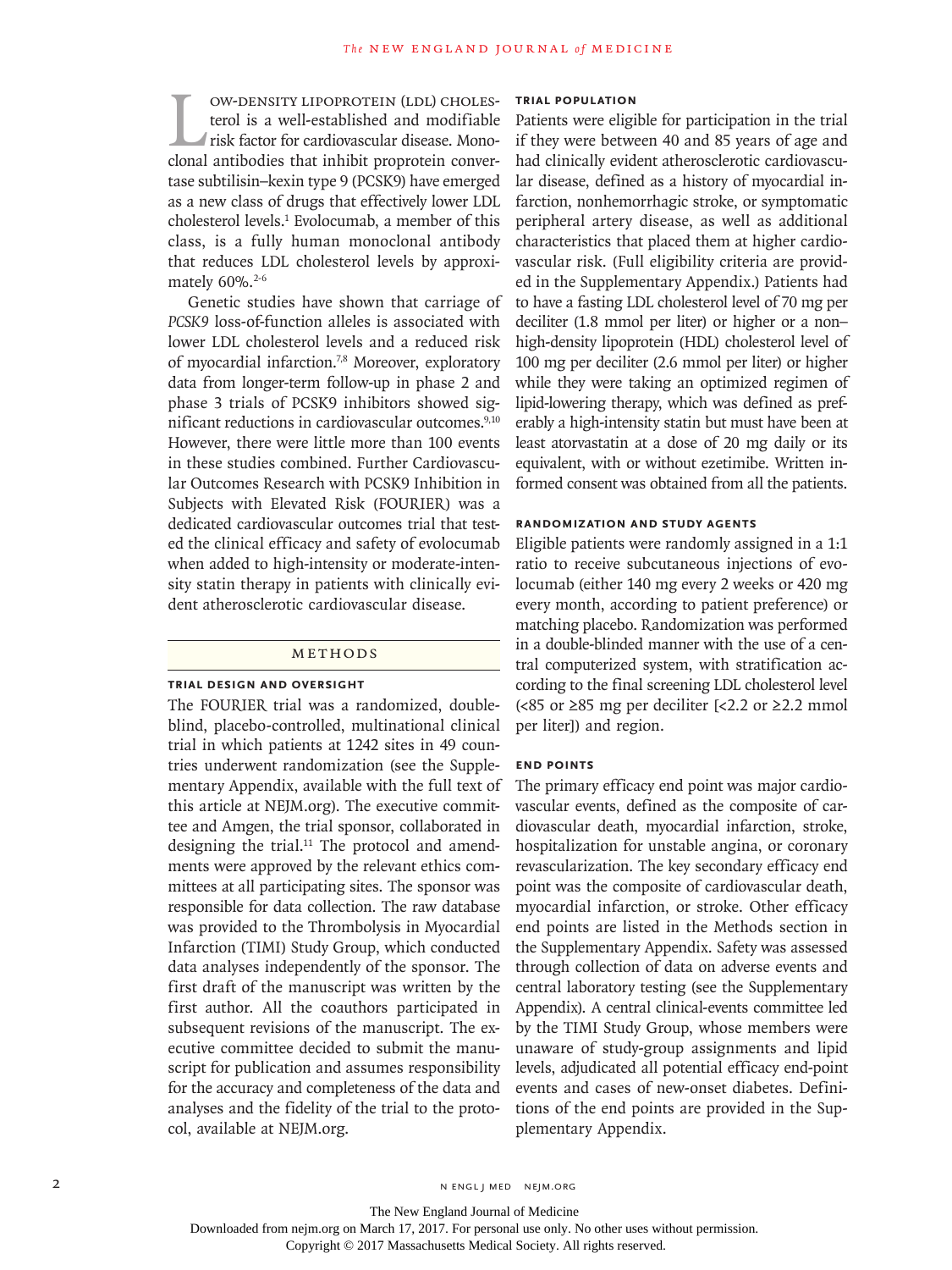Low-density lipoprotein (LDL) cholesterol is a well-established and modifiable risk factor for cardiovascular disease. Monoclonal antibodies that inhibit proprotein convertase subtilisin–kexin type 9 (PCSK9) have emerged as a new class of drugs that effectively lower LDL cholesterol levels.[1] Evolocumab, a member of this class, is a fully human monoclonal antibody that reduces LDL cholesterol levels by approximately 60%.[2-6]

Genetic studies have shown that carriage of *PCSK9* loss-of-function alleles is associated with lower LDL cholesterol levels and a reduced risk of myocardial infarction.[7,8] Moreover, exploratory data from longer-term follow-up in phase 2 and phase 3 trials of PCSK9 inhibitors showed significant reductions in cardiovascular outcomes.[9,10] However, there were little more than 100 events in these studies combined. Further Cardiovascular Outcomes Research with PCSK9 Inhibition in Subjects with Elevated Risk (FOURIER) was a dedicated cardiovascular outcomes trial that tested the clinical efficacy and safety of evolocumab when added to high-intensity or moderate-intensity statin therapy in patients with clinically evident atherosclerotic cardiovascular disease.

## Methods

### Trial Design and Oversight

The FOURIER trial was a randomized, double-blind, placebo-controlled, multinational clinical trial in which patients at 1242 sites in 49 countries underwent randomization (see the Supplementary Appendix, available with the full text of this article at NEJM.org). The executive committee and Amgen, the trial sponsor, collaborated in designing the trial.[11] The protocol and amendments were approved by the relevant ethics committees at all participating sites. The sponsor was responsible for data collection. The raw database was provided to the Thrombolysis in Myocardial Infarction (TIMI) Study Group, which conducted data analyses independently of the sponsor. The first draft of the manuscript was written by the first author. All the coauthors participated in subsequent revisions of the manuscript. The executive committee decided to submit the manuscript for publication and assumes responsibility for the accuracy and completeness of the data and analyses and the fidelity of the trial to the protocol, available at NEJM.org.

### Trial Population

Patients were eligible for participation in the trial if they were between 40 and 85 years of age and had clinically evident atherosclerotic cardiovascular disease, defined as a history of myocardial infarction, nonhemorrhagic stroke, or symptomatic peripheral artery disease, as well as additional characteristics that placed them at higher cardiovascular risk. (Full eligibility criteria are provided in the Supplementary Appendix.) Patients had to have a fasting LDL cholesterol level of 70 mg per deciliter (1.8 mmol per liter) or higher or a non–high-density lipoprotein (HDL) cholesterol level of 100 mg per deciliter (2.6 mmol per liter) or higher while they were taking an optimized regimen of lipid-lowering therapy, which was defined as preferably a high-intensity statin but must have been at least atorvastatin at a dose of 20 mg daily or its equivalent, with or without ezetimibe. Written informed consent was obtained from all the patients.

### Randomization and Study Agents

Eligible patients were randomly assigned in a 1:1 ratio to receive subcutaneous injections of evolocumab (either 140 mg every 2 weeks or 420 mg every month, according to patient preference) or matching placebo. Randomization was performed in a double-blinded manner with the use of a central computerized system, with stratification according to the final screening LDL cholesterol level (<85 or ≥85 mg per deciliter [<2.2 or ≥2.2 mmol per liter]) and region.

### End Points

The primary efficacy end point was major cardiovascular events, defined as the composite of cardiovascular death, myocardial infarction, stroke, hospitalization for unstable angina, or coronary revascularization. The key secondary efficacy end point was the composite of cardiovascular death, myocardial infarction, or stroke. Other efficacy end points are listed in the Methods section in the Supplementary Appendix. Safety was assessed through collection of data on adverse events and central laboratory testing (see the Supplementary Appendix). A central clinical-events committee led by the TIMI Study Group, whose members were unaware of study-group assignments and lipid levels, adjudicated all potential efficacy end-point events and cases of new-onset diabetes. Definitions of the end points are provided in the Supplementary Appendix.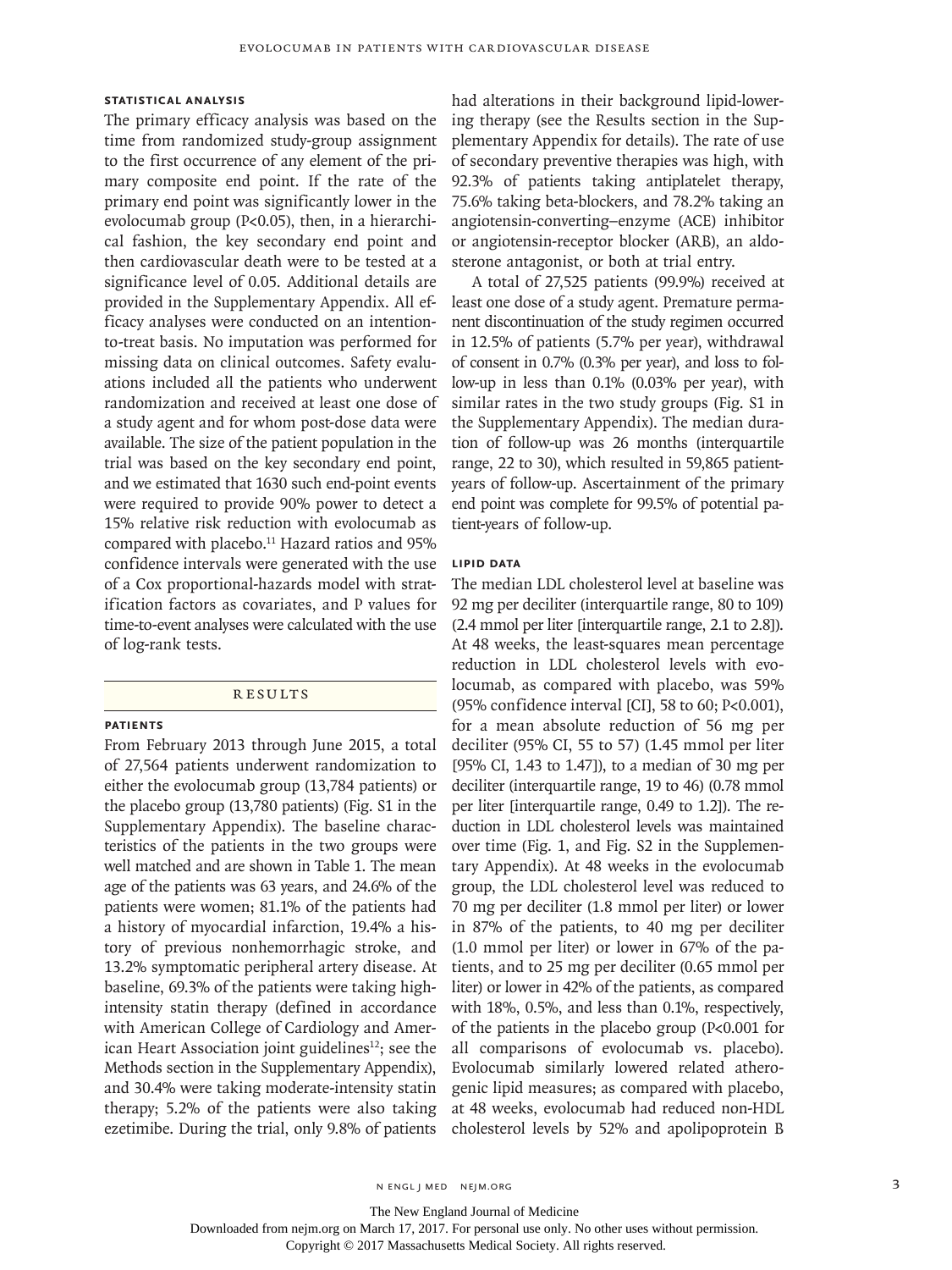### STATISTICAL ANALYSIS

The primary efficacy analysis was based on the time from randomized study-group assignment to the first occurrence of any element of the primary composite end point. If the rate of the primary end point was significantly lower in the evolocumab group (P<0.05), then, in a hierarchical fashion, the key secondary end point and then cardiovascular death were to be tested at a significance level of 0.05. Additional details are provided in the Supplementary Appendix. All efficacy analyses were conducted on an intention-to-treat basis. No imputation was performed for missing data on clinical outcomes. Safety evaluations included all the patients who underwent randomization and received at least one dose of a study agent and for whom post-dose data were available. The size of the patient population in the trial was based on the key secondary end point, and we estimated that 1630 such end-point events were required to provide 90% power to detect a 15% relative risk reduction with evolocumab as compared with placebo.[11] Hazard ratios and 95% confidence intervals were generated with the use of a Cox proportional-hazards model with stratification factors as covariates, and P values for time-to-event analyses were calculated with the use of log-rank tests.

## RESULTS

### PATIENTS

From February 2013 through June 2015, a total of 27,564 patients underwent randomization to either the evolocumab group (13,784 patients) or the placebo group (13,780 patients) (Fig. S1 in the Supplementary Appendix). The baseline characteristics of the patients in the two groups were well matched and are shown in Table 1. The mean age of the patients was 63 years, and 24.6% of the patients were women; 81.1% of the patients had a history of myocardial infarction, 19.4% a history of previous nonhemorrhagic stroke, and 13.2% symptomatic peripheral artery disease. At baseline, 69.3% of the patients were taking high-intensity statin therapy (defined in accordance with American College of Cardiology and American Heart Association joint guidelines[12]; see the Methods section in the Supplementary Appendix), and 30.4% were taking moderate-intensity statin therapy; 5.2% of the patients were also taking ezetimibe. During the trial, only 9.8% of patients had alterations in their background lipid-lowering therapy (see the Results section in the Supplementary Appendix for details). The rate of use of secondary preventive therapies was high, with 92.3% of patients taking antiplatelet therapy, 75.6% taking beta-blockers, and 78.2% taking an angiotensin-converting–enzyme (ACE) inhibitor or angiotensin-receptor blocker (ARB), an aldosterone antagonist, or both at trial entry.

A total of 27,525 patients (99.9%) received at least one dose of a study agent. Premature permanent discontinuation of the study regimen occurred in 12.5% of patients (5.7% per year), withdrawal of consent in 0.7% (0.3% per year), and loss to follow-up in less than 0.1% (0.03% per year), with similar rates in the two study groups (Fig. S1 in the Supplementary Appendix). The median duration of follow-up was 26 months (interquartile range, 22 to 30), which resulted in 59,865 patient-years of follow-up. Ascertainment of the primary end point was complete for 99.5% of potential patient-years of follow-up.

### LIPID DATA

The median LDL cholesterol level at baseline was 92 mg per deciliter (interquartile range, 80 to 109) (2.4 mmol per liter [interquartile range, 2.1 to 2.8]). At 48 weeks, the least-squares mean percentage reduction in LDL cholesterol levels with evolocumab, as compared with placebo, was 59% (95% confidence interval [CI], 58 to 60; P<0.001), for a mean absolute reduction of 56 mg per deciliter (95% CI, 55 to 57) (1.45 mmol per liter [95% CI, 1.43 to 1.47]), to a median of 30 mg per deciliter (interquartile range, 19 to 46) (0.78 mmol per liter [interquartile range, 0.49 to 1.2]). The reduction in LDL cholesterol levels was maintained over time (Fig. 1, and Fig. S2 in the Supplementary Appendix). At 48 weeks in the evolocumab group, the LDL cholesterol level was reduced to 70 mg per deciliter (1.8 mmol per liter) or lower in 87% of the patients, to 40 mg per deciliter (1.0 mmol per liter) or lower in 67% of the patients, and to 25 mg per deciliter (0.65 mmol per liter) or lower in 42% of the patients, as compared with 18%, 0.5%, and less than 0.1%, respectively, of the patients in the placebo group (P<0.001 for all comparisons of evolocumab vs. placebo). Evolocumab similarly lowered related atherogenic lipid measures; as compared with placebo, at 48 weeks, evolocumab had reduced non-HDL cholesterol levels by 52% and apolipoprotein B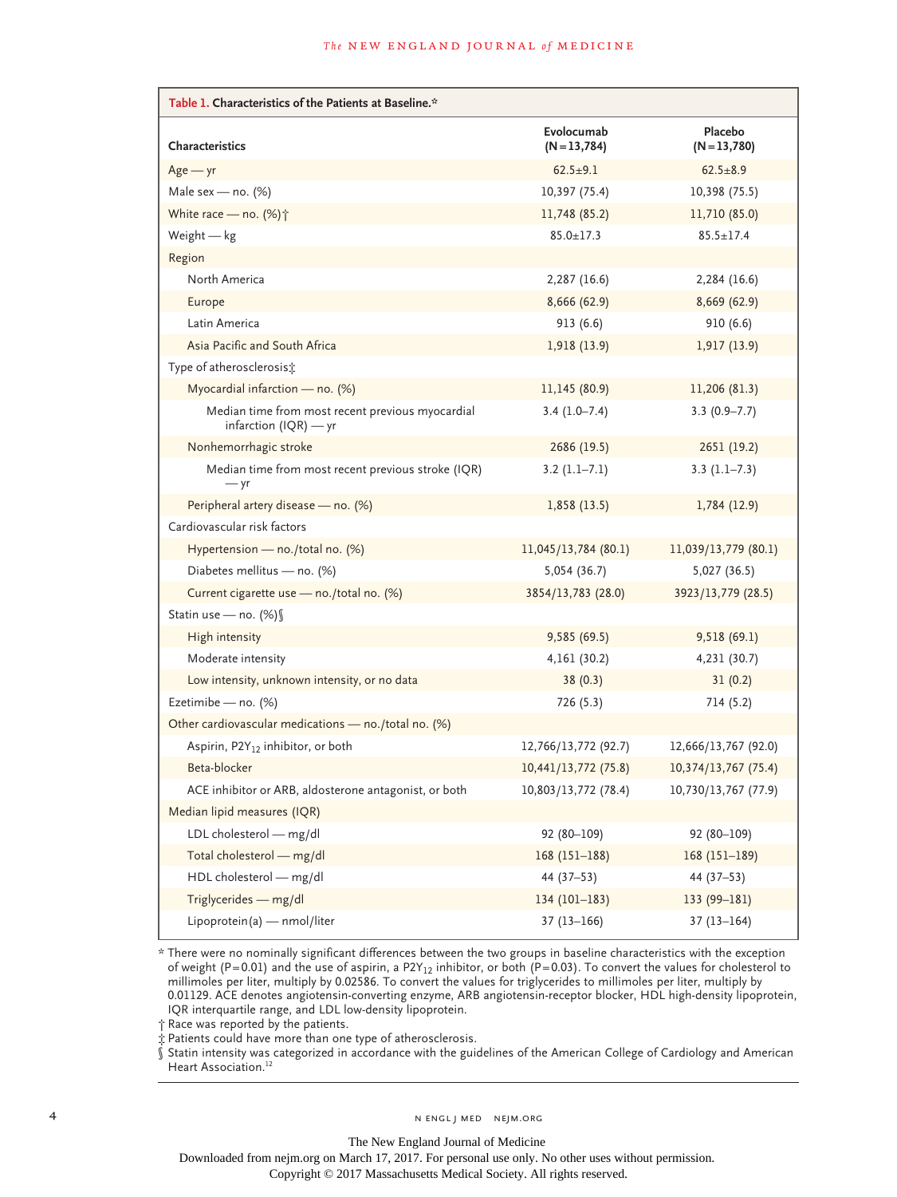**Table 1. Characteristics of the Patients at Baseline.***

| Characteristics | Evolocumab (N = 13,784) | Placebo (N = 13,780) |
|---|---|---|
| Age — yr | 62.5±9.1 | 62.5±8.9 |
| Male sex — no. (%) | 10,397 (75.4) | 10,398 (75.5) |
| White race — no. (%)† | 11,748 (85.2) | 11,710 (85.0) |
| Weight — kg | 85.0±17.3 | 85.5±17.4 |
| Region | | |
| North America | 2,287 (16.6) | 2,284 (16.6) |
| Europe | 8,666 (62.9) | 8,669 (62.9) |
| Latin America | 913 (6.6) | 910 (6.6) |
| Asia Pacific and South Africa | 1,918 (13.9) | 1,917 (13.9) |
| Type of atherosclerosis‡ | | |
| Myocardial infarction — no. (%) | 11,145 (80.9) | 11,206 (81.3) |
| Median time from most recent previous myocardial infarction (IQR) — yr | 3.4 (1.0–7.4) | 3.3 (0.9–7.7) |
| Nonhemorrhagic stroke | 2686 (19.5) | 2651 (19.2) |
| Median time from most recent previous stroke (IQR) — yr | 3.2 (1.1–7.1) | 3.3 (1.1–7.3) |
| Peripheral artery disease — no. (%) | 1,858 (13.5) | 1,784 (12.9) |
| Cardiovascular risk factors | | |
| Hypertension — no./total no. (%) | 11,045/13,784 (80.1) | 11,039/13,779 (80.1) |
| Diabetes mellitus — no. (%) | 5,054 (36.7) | 5,027 (36.5) |
| Current cigarette use — no./total no. (%) | 3854/13,783 (28.0) | 3923/13,779 (28.5) |
| Statin use — no. (%)§ | | |
| High intensity | 9,585 (69.5) | 9,518 (69.1) |
| Moderate intensity | 4,161 (30.2) | 4,231 (30.7) |
| Low intensity, unknown intensity, or no data | 38 (0.3) | 31 (0.2) |
| Ezetimibe — no. (%) | 726 (5.3) | 714 (5.2) |
| Other cardiovascular medications — no./total no. (%) | | |
| Aspirin, $P2Y_{12}$ inhibitor, or both | 12,766/13,772 (92.7) | 12,666/13,767 (92.0) |
| Beta-blocker | 10,441/13,772 (75.8) | 10,374/13,767 (75.4) |
| ACE inhibitor or ARB, aldosterone antagonist, or both | 10,803/13,772 (78.4) | 10,730/13,767 (77.9) |
| Median lipid measures (IQR) | | |
| LDL cholesterol — mg/dl | 92 (80–109) | 92 (80–109) |
| Total cholesterol — mg/dl | 168 (151–188) | 168 (151–189) |
| HDL cholesterol — mg/dl | 44 (37–53) | 44 (37–53) |
| Triglycerides — mg/dl | 134 (101–183) | 133 (99–181) |
| Lipoprotein(a) — nmol/liter | 37 (13–166) | 37 (13–164) |

\* There were no nominally significant differences between the two groups in baseline characteristics with the exception of weight (P=0.01) and the use of aspirin, a $P2Y_{12}$ inhibitor, or both (P=0.03). To convert the values for cholesterol to millimoles per liter, multiply by 0.02586. To convert the values for triglycerides to millimoles per liter, multiply by 0.01129. ACE denotes angiotensin-converting enzyme, ARB angiotensin-receptor blocker, HDL high-density lipoprotein, IQR interquartile range, and LDL low-density lipoprotein.

† Race was reported by the patients.

‡ Patients could have more than one type of atherosclerosis.

§ Statin intensity was categorized in accordance with the guidelines of the American College of Cardiology and American Heart Association.[12]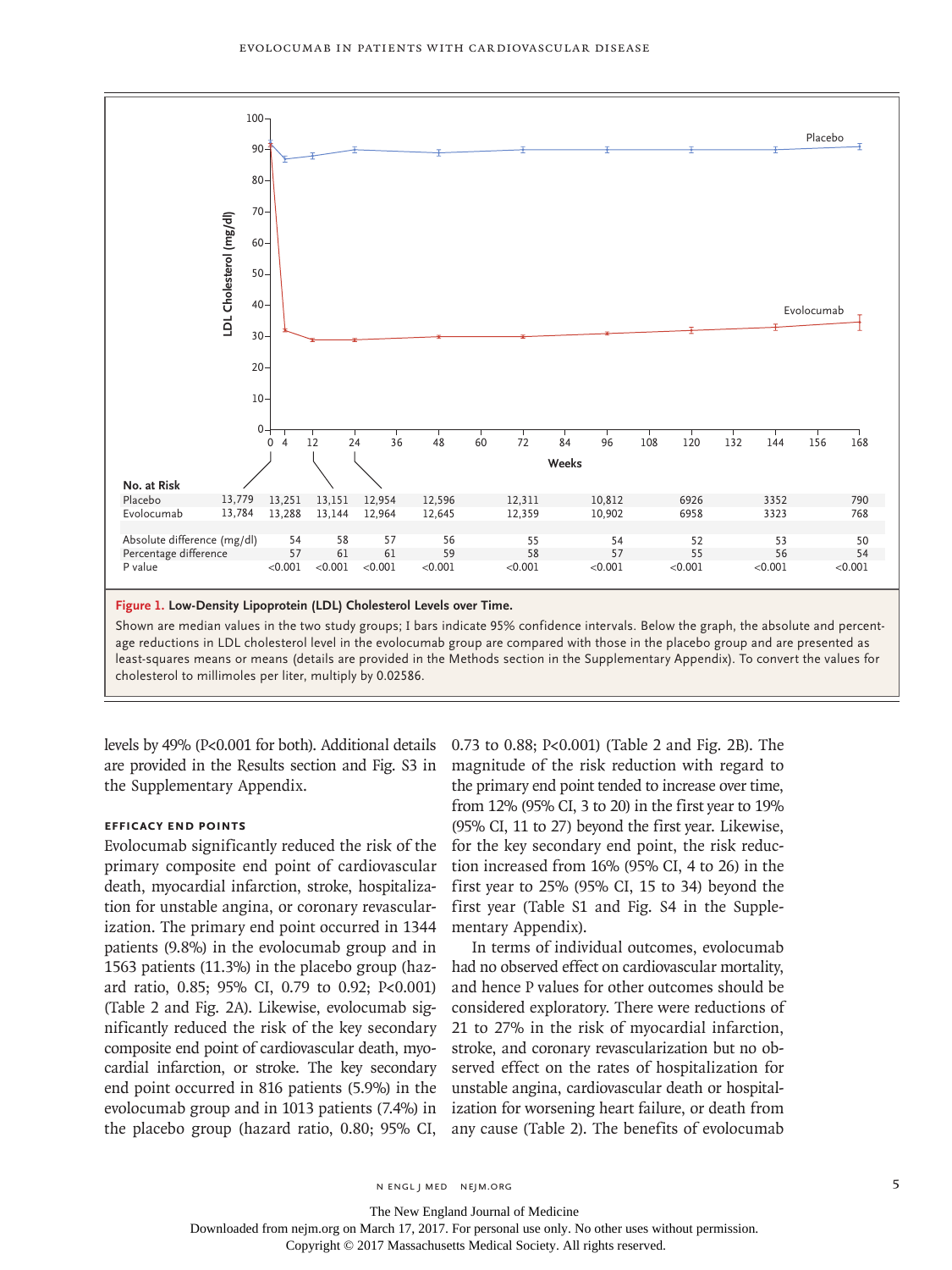| No. at Risk | 0 | 4 | 12 | 24 | 48 | 72 | 96 | 120 | 144 | 168 |
|---|---|---|---|---|---|---|---|---|---|---|
| Placebo | 13,779 | 13,251 | 13,151 | 12,954 | 12,596 | 12,311 | 10,812 | 6926 | 3352 | 790 |
| Evolocumab | 13,784 | 13,288 | 13,144 | 12,964 | 12,645 | 12,359 | 10,902 | 6958 | 3323 | 768 |
| Absolute difference (mg/dl) | | 54 | 58 | 57 | 56 | 55 | 54 | 52 | 53 | 50 |
| Percentage difference | | 57 | 61 | 61 | 59 | 58 | 57 | 55 | 56 | 54 |
| P value | | <0.001 | <0.001 | <0.001 | <0.001 | <0.001 | <0.001 | <0.001 | <0.001 | <0.001 |

**Figure 1. Low-Density Lipoprotein (LDL) Cholesterol Levels over Time.**

Shown are median values in the two study groups; I bars indicate 95% confidence intervals. Below the graph, the absolute and percentage reductions in LDL cholesterol level in the evolocumab group are compared with those in the placebo group and are presented as least-squares means or means (details are provided in the Methods section in the Supplementary Appendix). To convert the values for cholesterol to millimoles per liter, multiply by 0.02586.

levels by 49% (P<0.001 for both). Additional details are provided in the Results section and Fig. S3 in the Supplementary Appendix.

### EFFICACY END POINTS

Evolocumab significantly reduced the risk of the primary composite end point of cardiovascular death, myocardial infarction, stroke, hospitalization for unstable angina, or coronary revascularization. The primary end point occurred in 1344 patients (9.8%) in the evolocumab group and in 1563 patients (11.3%) in the placebo group (hazard ratio, 0.85; 95% CI, 0.79 to 0.92; P<0.001) (Table 2 and Fig. 2A). Likewise, evolocumab significantly reduced the risk of the key secondary composite end point of cardiovascular death, myocardial infarction, or stroke. The key secondary end point occurred in 816 patients (5.9%) in the evolocumab group and in 1013 patients (7.4%) in the placebo group (hazard ratio, 0.80; 95% CI, 0.73 to 0.88; P<0.001) (Table 2 and Fig. 2B). The magnitude of the risk reduction with regard to the primary end point tended to increase over time, from 12% (95% CI, 3 to 20) in the first year to 19% (95% CI, 11 to 27) beyond the first year. Likewise, for the key secondary end point, the risk reduction increased from 16% (95% CI, 4 to 26) in the first year to 25% (95% CI, 15 to 34) beyond the first year (Table S1 and Fig. S4 in the Supplementary Appendix).

In terms of individual outcomes, evolocumab had no observed effect on cardiovascular mortality, and hence P values for other outcomes should be considered exploratory. There were reductions of 21 to 27% in the risk of myocardial infarction, stroke, and coronary revascularization but no observed effect on the rates of hospitalization for unstable angina, cardiovascular death or hospitalization for worsening heart failure, or death from any cause (Table 2). The benefits of evolocumab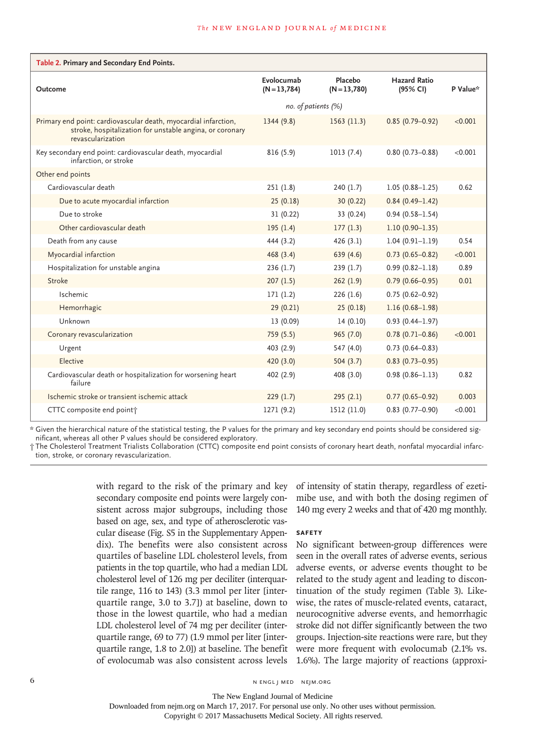**Table 2. Primary and Secondary End Points.**

| Outcome | Evolocumab (N=13,784) | Placebo (N=13,780) | Hazard Ratio (95% CI) | P Value* |
|---|---|---|---|---|
| | *no. of patients (%)* | | | |
| Primary end point: cardiovascular death, myocardial infarction, stroke, hospitalization for unstable angina, or coronary revascularization | 1344 (9.8) | 1563 (11.3) | 0.85 (0.79–0.92) | <0.001 |
| Key secondary end point: cardiovascular death, myocardial infarction, or stroke | 816 (5.9) | 1013 (7.4) | 0.80 (0.73–0.88) | <0.001 |
| Other end points | | | | |
| Cardiovascular death | 251 (1.8) | 240 (1.7) | 1.05 (0.88–1.25) | 0.62 |
| Due to acute myocardial infarction | 25 (0.18) | 30 (0.22) | 0.84 (0.49–1.42) | |
| Due to stroke | 31 (0.22) | 33 (0.24) | 0.94 (0.58–1.54) | |
| Other cardiovascular death | 195 (1.4) | 177 (1.3) | 1.10 (0.90–1.35) | |
| Death from any cause | 444 (3.2) | 426 (3.1) | 1.04 (0.91–1.19) | 0.54 |
| Myocardial infarction | 468 (3.4) | 639 (4.6) | 0.73 (0.65–0.82) | <0.001 |
| Hospitalization for unstable angina | 236 (1.7) | 239 (1.7) | 0.99 (0.82–1.18) | 0.89 |
| Stroke | 207 (1.5) | 262 (1.9) | 0.79 (0.66–0.95) | 0.01 |
| Ischemic | 171 (1.2) | 226 (1.6) | 0.75 (0.62–0.92) | |
| Hemorrhagic | 29 (0.21) | 25 (0.18) | 1.16 (0.68–1.98) | |
| Unknown | 13 (0.09) | 14 (0.10) | 0.93 (0.44–1.97) | |
| Coronary revascularization | 759 (5.5) | 965 (7.0) | 0.78 (0.71–0.86) | <0.001 |
| Urgent | 403 (2.9) | 547 (4.0) | 0.73 (0.64–0.83) | |
| Elective | 420 (3.0) | 504 (3.7) | 0.83 (0.73–0.95) | |
| Cardiovascular death or hospitalization for worsening heart failure | 402 (2.9) | 408 (3.0) | 0.98 (0.86–1.13) | 0.82 |
| Ischemic stroke or transient ischemic attack | 229 (1.7) | 295 (2.1) | 0.77 (0.65–0.92) | 0.003 |
| CTTC composite end point† | 1271 (9.2) | 1512 (11.0) | 0.83 (0.77–0.90) | <0.001 |

\* Given the hierarchical nature of the statistical testing, the P values for the primary and key secondary end points should be considered significant, whereas all other P values should be considered exploratory.

† The Cholesterol Treatment Trialists Collaboration (CTTC) composite end point consists of coronary heart death, nonfatal myocardial infarction, stroke, or coronary revascularization.

with regard to the risk of the primary and key secondary composite end points were largely consistent across major subgroups, including those based on age, sex, and type of atherosclerotic vascular disease (Fig. S5 in the Supplementary Appendix). The benefits were also consistent across quartiles of baseline LDL cholesterol levels, from patients in the top quartile, who had a median LDL cholesterol level of 126 mg per deciliter (interquartile range, 116 to 143) (3.3 mmol per liter [interquartile range, 3.0 to 3.7]) at baseline, down to those in the lowest quartile, who had a median LDL cholesterol level of 74 mg per deciliter (interquartile range, 69 to 77) (1.9 mmol per liter [interquartile range, 1.8 to 2.0]) at baseline. The benefit of evolocumab was also consistent across levels of intensity of statin therapy, regardless of ezetimibe use, and with both the dosing regimen of 140 mg every 2 weeks and that of 420 mg monthly.

### SAFETY

No significant between-group differences were seen in the overall rates of adverse events, serious adverse events, or adverse events thought to be related to the study agent and leading to discontinuation of the study regimen (Table 3). Likewise, the rates of muscle-related events, cataract, neurocognitive adverse events, and hemorrhagic stroke did not differ significantly between the two groups. Injection-site reactions were rare, but they were more frequent with evolocumab (2.1% vs. 1.6%). The large majority of reactions (approxi-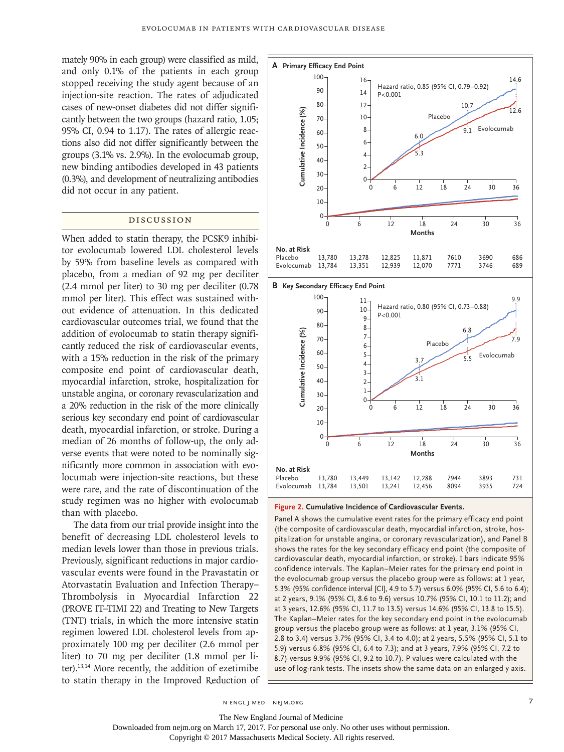mately 90% in each group) were classified as mild, and only 0.1% of the patients in each group stopped receiving the study agent because of an injection-site reaction. The rates of adjudicated cases of new-onset diabetes did not differ significantly between the two groups (hazard ratio, 1.05; 95% CI, 0.94 to 1.17). The rates of allergic reactions also did not differ significantly between the groups (3.1% vs. 2.9%). In the evolocumab group, new binding antibodies developed in 43 patients (0.3%), and development of neutralizing antibodies did not occur in any patient.

## DISCUSSION

When added to statin therapy, the PCSK9 inhibitor evolocumab lowered LDL cholesterol levels by 59% from baseline levels as compared with placebo, from a median of 92 mg per deciliter (2.4 mmol per liter) to 30 mg per deciliter (0.78 mmol per liter). This effect was sustained without evidence of attenuation. In this dedicated cardiovascular outcomes trial, we found that the addition of evolocumab to statin therapy significantly reduced the risk of cardiovascular events, with a 15% reduction in the risk of the primary composite end point of cardiovascular death, myocardial infarction, stroke, hospitalization for unstable angina, or coronary revascularization and a 20% reduction in the risk of the more clinically serious key secondary end point of cardiovascular death, myocardial infarction, or stroke. During a median of 26 months of follow-up, the only adverse events that were noted to be nominally significantly more common in association with evolocumab were injection-site reactions, but these were rare, and the rate of discontinuation of the study regimen was no higher with evolocumab than with placebo.

The data from our trial provide insight into the benefit of decreasing LDL cholesterol levels to median levels lower than those in previous trials. Previously, significant reductions in major cardiovascular events were found in the Pravastatin or Atorvastatin Evaluation and Infection Therapy–Thrombolysis in Myocardial Infarction 22 (PROVE IT–TIMI 22) and Treating to New Targets (TNT) trials, in which the more intensive statin regimen lowered LDL cholesterol levels from approximately 100 mg per deciliter (2.6 mmol per liter) to 70 mg per deciliter (1.8 mmol per liter).[13,14] More recently, the addition of ezetimibe to statin therapy in the Improved Reduction of

**A Primary Efficacy End Point**

Hazard ratio, 0.85 (95% CI, 0.79–0.92)
P<0.001

| No. at Risk | 0 | 6 | 12 | 18 | 24 | 30 | 36 |
|---|---|---|---|---|---|---|---|
| Placebo | 13,780 | 13,278 | 12,825 | 11,871 | 7610 | 3690 | 686 |
| Evolocumab | 13,784 | 13,351 | 12,939 | 12,070 | 7771 | 3746 | 689 |

**B Key Secondary Efficacy End Point**

Hazard ratio, 0.80 (95% CI, 0.73–0.88)
P<0.001

| No. at Risk | 0 | 6 | 12 | 18 | 24 | 30 | 36 |
|---|---|---|---|---|---|---|---|
| Placebo | 13,780 | 13,449 | 13,142 | 12,288 | 7944 | 3893 | 731 |
| Evolocumab | 13,784 | 13,501 | 13,241 | 12,456 | 8094 | 3935 | 724 |

**Figure 2. Cumulative Incidence of Cardiovascular Events.**

Panel A shows the cumulative event rates for the primary efficacy end point (the composite of cardiovascular death, myocardial infarction, stroke, hospitalization for unstable angina, or coronary revascularization), and Panel B shows the rates for the key secondary efficacy end point (the composite of cardiovascular death, myocardial infarction, or stroke). I bars indicate 95% confidence intervals. The Kaplan–Meier rates for the primary end point in the evolocumab group versus the placebo group were as follows: at 1 year, 5.3% (95% confidence interval [CI], 4.9 to 5.7) versus 6.0% (95% CI, 5.6 to 6.4); at 2 years, 9.1% (95% CI, 8.6 to 9.6) versus 10.7% (95% CI, 10.1 to 11.2); and at 3 years, 12.6% (95% CI, 11.7 to 13.5) versus 14.6% (95% CI, 13.8 to 15.5). The Kaplan–Meier rates for the key secondary end point in the evolocumab group versus the placebo group were as follows: at 1 year, 3.1% (95% CI, 2.8 to 3.4) versus 3.7% (95% CI, 3.4 to 4.0); at 2 years, 5.5% (95% CI, 5.1 to 5.9) versus 6.8% (95% CI, 6.4 to 7.3); and at 3 years, 7.9% (95% CI, 7.2 to 8.7) versus 9.9% (95% CI, 9.2 to 10.7). P values were calculated with the use of log-rank tests. The insets show the same data on an enlarged y axis.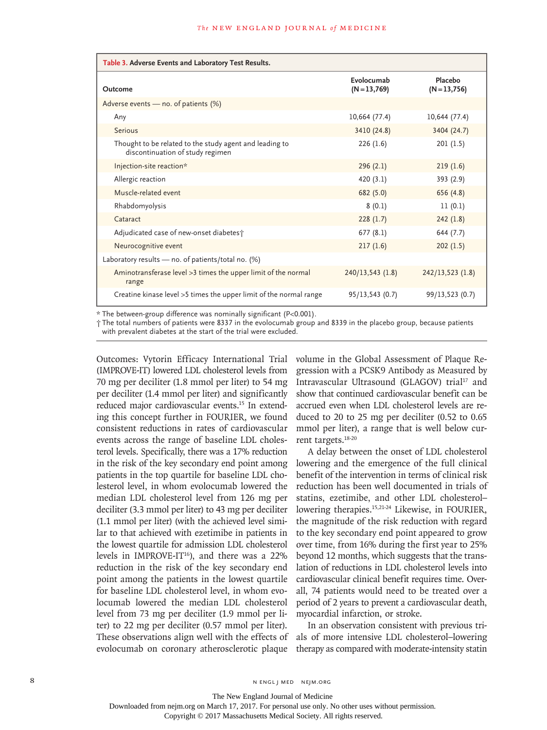**Table 3. Adverse Events and Laboratory Test Results.**

| Outcome | Evolocumab (N = 13,769) | Placebo (N = 13,756) |
|---|---|---|
| Adverse events — no. of patients (%) | | |
| Any | 10,664 (77.4) | 10,644 (77.4) |
| Serious | 3410 (24.8) | 3404 (24.7) |
| Thought to be related to the study agent and leading to discontinuation of study regimen | 226 (1.6) | 201 (1.5) |
| Injection-site reaction* | 296 (2.1) | 219 (1.6) |
| Allergic reaction | 420 (3.1) | 393 (2.9) |
| Muscle-related event | 682 (5.0) | 656 (4.8) |
| Rhabdomyolysis | 8 (0.1) | 11 (0.1) |
| Cataract | 228 (1.7) | 242 (1.8) |
| Adjudicated case of new-onset diabetes† | 677 (8.1) | 644 (7.7) |
| Neurocognitive event | 217 (1.6) | 202 (1.5) |
| Laboratory results — no. of patients/total no. (%) | | |
| Aminotransferase level >3 times the upper limit of the normal range | 240/13,543 (1.8) | 242/13,523 (1.8) |
| Creatine kinase level >5 times the upper limit of the normal range | 95/13,543 (0.7) | 99/13,523 (0.7) |

\* The between-group difference was nominally significant (P<0.001).

† The total numbers of patients were 8337 in the evolocumab group and 8339 in the placebo group, because patients with prevalent diabetes at the start of the trial were excluded.

Outcomes: Vytorin Efficacy International Trial (IMPROVE-IT) lowered LDL cholesterol levels from 70 mg per deciliter (1.8 mmol per liter) to 54 mg per deciliter (1.4 mmol per liter) and significantly reduced major cardiovascular events.[15] In extending this concept further in FOURIER, we found consistent reductions in rates of cardiovascular events across the range of baseline LDL cholesterol levels. Specifically, there was a 17% reduction in the risk of the key secondary end point among patients in the top quartile for baseline LDL cholesterol level, in whom evolocumab lowered the median LDL cholesterol level from 126 mg per deciliter (3.3 mmol per liter) to 43 mg per deciliter (1.1 mmol per liter) (with the achieved level similar to that achieved with ezetimibe in patients in the lowest quartile for admission LDL cholesterol levels in IMPROVE-IT[16]), and there was a 22% reduction in the risk of the key secondary end point among the patients in the lowest quartile for baseline LDL cholesterol level, in whom evolocumab lowered the median LDL cholesterol level from 73 mg per deciliter (1.9 mmol per liter) to 22 mg per deciliter (0.57 mmol per liter). These observations align well with the effects of evolocumab on coronary atherosclerotic plaque volume in the Global Assessment of Plaque Regression with a PCSK9 Antibody as Measured by Intravascular Ultrasound (GLAGOV) trial[17] and show that continued cardiovascular benefit can be accrued even when LDL cholesterol levels are reduced to 20 to 25 mg per deciliter (0.52 to 0.65 mmol per liter), a range that is well below current targets.[18-20]

A delay between the onset of LDL cholesterol lowering and the emergence of the full clinical benefit of the intervention in terms of clinical risk reduction has been well documented in trials of statins, ezetimibe, and other LDL cholesterol–lowering therapies.[15,21-24] Likewise, in FOURIER, the magnitude of the risk reduction with regard to the key secondary end point appeared to grow over time, from 16% during the first year to 25% beyond 12 months, which suggests that the translation of reductions in LDL cholesterol levels into cardiovascular clinical benefit requires time. Overall, 74 patients would need to be treated over a period of 2 years to prevent a cardiovascular death, myocardial infarction, or stroke.

In an observation consistent with previous trials of more intensive LDL cholesterol–lowering therapy as compared with moderate-intensity statin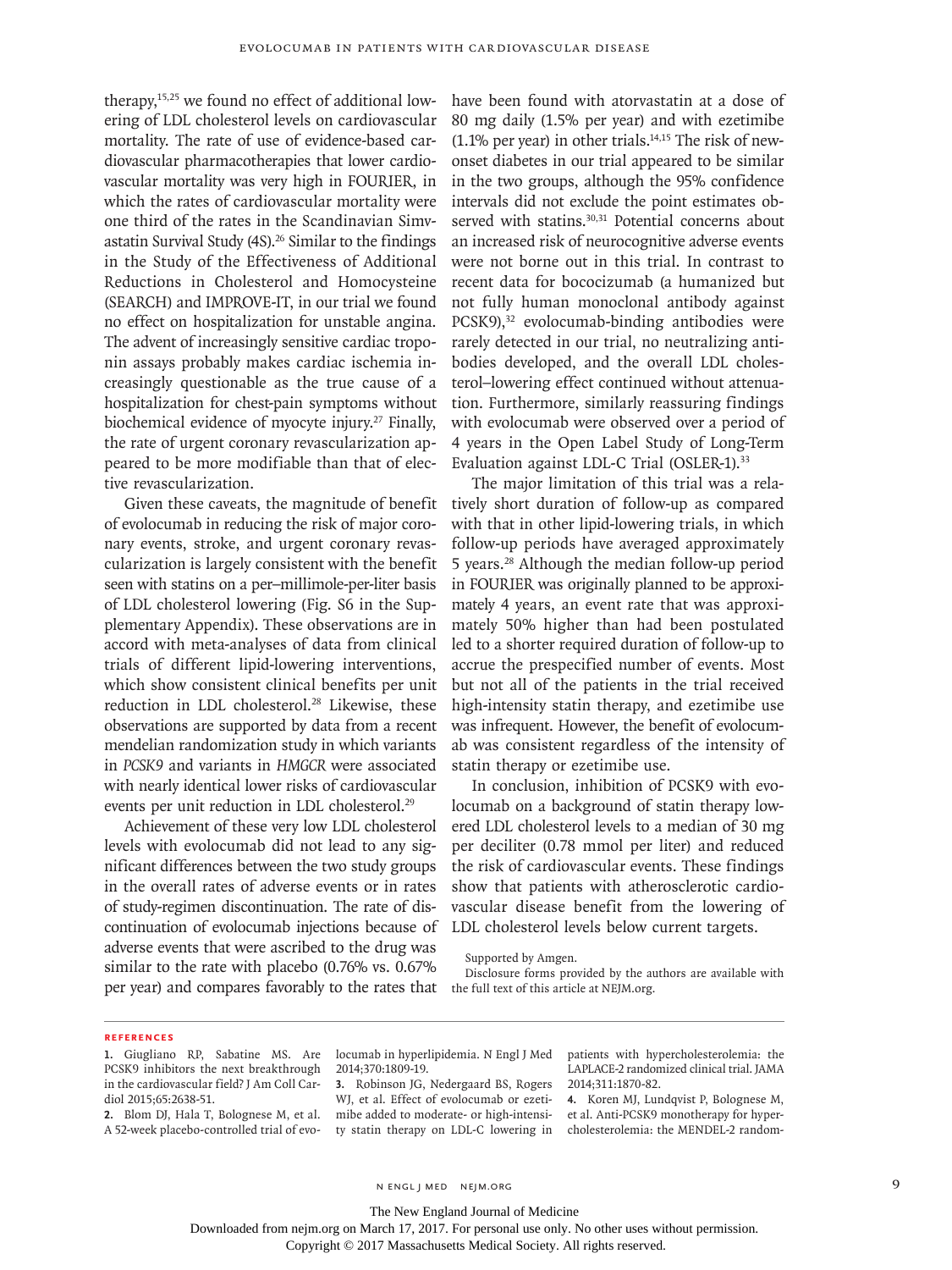therapy,[15,25] we found no effect of additional lowering of LDL cholesterol levels on cardiovascular mortality. The rate of use of evidence-based cardiovascular pharmacotherapies that lower cardiovascular mortality was very high in FOURIER, in which the rates of cardiovascular mortality were one third of the rates in the Scandinavian Simvastatin Survival Study (4S).[26] Similar to the findings in the Study of the Effectiveness of Additional Reductions in Cholesterol and Homocysteine (SEARCH) and IMPROVE-IT, in our trial we found no effect on hospitalization for unstable angina. The advent of increasingly sensitive cardiac troponin assays probably makes cardiac ischemia increasingly questionable as the true cause of a hospitalization for chest-pain symptoms without biochemical evidence of myocyte injury.[27] Finally, the rate of urgent coronary revascularization appeared to be more modifiable than that of elective revascularization.

Given these caveats, the magnitude of benefit of evolocumab in reducing the risk of major coronary events, stroke, and urgent coronary revascularization is largely consistent with the benefit seen with statins on a per–millimole-per-liter basis of LDL cholesterol lowering (Fig. S6 in the Supplementary Appendix). These observations are in accord with meta-analyses of data from clinical trials of different lipid-lowering interventions, which show consistent clinical benefits per unit reduction in LDL cholesterol.[28] Likewise, these observations are supported by data from a recent mendelian randomization study in which variants in *PCSK9* and variants in *HMGCR* were associated with nearly identical lower risks of cardiovascular events per unit reduction in LDL cholesterol.[29]

Achievement of these very low LDL cholesterol levels with evolocumab did not lead to any significant differences between the two study groups in the overall rates of adverse events or in rates of study-regimen discontinuation. The rate of discontinuation of evolocumab injections because of adverse events that were ascribed to the drug was similar to the rate with placebo (0.76% vs. 0.67% per year) and compares favorably to the rates that have been found with atorvastatin at a dose of 80 mg daily (1.5% per year) and with ezetimibe (1.1% per year) in other trials.[14,15] The risk of new-onset diabetes in our trial appeared to be similar in the two groups, although the 95% confidence intervals did not exclude the point estimates observed with statins.[30,31] Potential concerns about an increased risk of neurocognitive adverse events were not borne out in this trial. In contrast to recent data for bococizumab (a humanized but not fully human monoclonal antibody against PCSK9),[32] evolocumab-binding antibodies were rarely detected in our trial, no neutralizing antibodies developed, and the overall LDL cholesterol–lowering effect continued without attenuation. Furthermore, similarly reassuring findings with evolocumab were observed over a period of 4 years in the Open Label Study of Long-Term Evaluation against LDL-C Trial (OSLER-1).[33]

The major limitation of this trial was a relatively short duration of follow-up as compared with that in other lipid-lowering trials, in which follow-up periods have averaged approximately 5 years.[28] Although the median follow-up period in FOURIER was originally planned to be approximately 4 years, an event rate that was approximately 50% higher than had been postulated led to a shorter required duration of follow-up to accrue the prespecified number of events. Most but not all of the patients in the trial received high-intensity statin therapy, and ezetimibe use was infrequent. However, the benefit of evolocumab was consistent regardless of the intensity of statin therapy or ezetimibe use.

In conclusion, inhibition of PCSK9 with evolocumab on a background of statin therapy lowered LDL cholesterol levels to a median of 30 mg per deciliter (0.78 mmol per liter) and reduced the risk of cardiovascular events. These findings show that patients with atherosclerotic cardiovascular disease benefit from the lowering of LDL cholesterol levels below current targets.

Supported by Amgen.

Disclosure forms provided by the authors are available with the full text of this article at NEJM.org.

## References

1. Giugliano RP, Sabatine MS. Are PCSK9 inhibitors the next breakthrough in the cardiovascular field? J Am Coll Cardiol 2015;65:2638-51.
2. Blom DJ, Hala T, Bolognese M, et al. A 52-week placebo-controlled trial of evolocumab in hyperlipidemia. N Engl J Med 2014;370:1809-19.
3. Robinson JG, Nedergaard BS, Rogers WJ, et al. Effect of evolocumab or ezetimibe added to moderate- or high-intensity statin therapy on LDL-C lowering in patients with hypercholesterolemia: the LAPLACE-2 randomized clinical trial. JAMA 2014;311:1870-82.
4. Koren MJ, Lundqvist P, Bolognese M, et al. Anti-PCSK9 monotherapy for hypercholesterolemia: the MENDEL-2 random-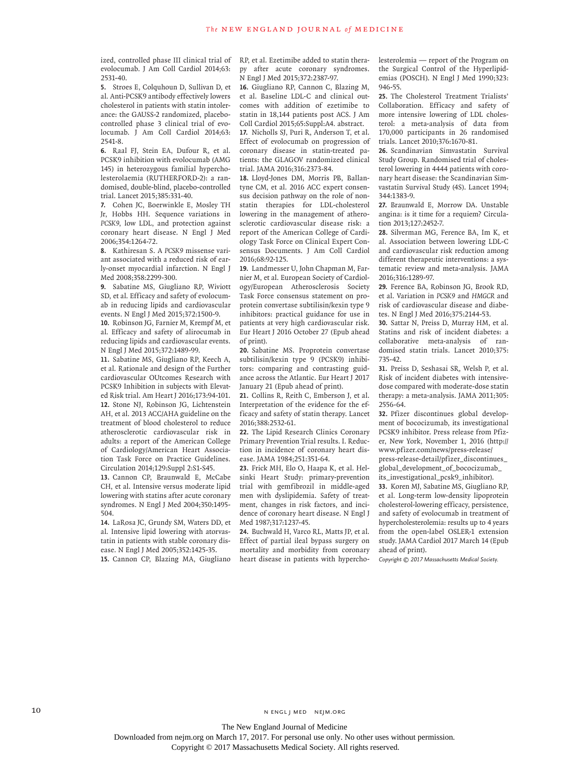ized, controlled phase III clinical trial of evolocumab. J Am Coll Cardiol 2014;63:2531-40.

5. Stroes E, Colquhoun D, Sullivan D, et al. Anti-PCSK9 antibody effectively lowers cholesterol in patients with statin intolerance: the GAUSS-2 randomized, placebo-controlled phase 3 clinical trial of evolocumab. J Am Coll Cardiol 2014;63:2541-8.

6. Raal FJ, Stein EA, Dufour R, et al. PCSK9 inhibition with evolocumab (AMG 145) in heterozygous familial hypercholesterolaemia (RUTHERFORD-2): a randomised, double-blind, placebo-controlled trial. Lancet 2015;385:331-40.

7. Cohen JC, Boerwinkle E, Mosley TH Jr, Hobbs HH. Sequence variations in *PCSK9*, low LDL, and protection against coronary heart disease. N Engl J Med 2006;354:1264-72.

8. Kathiresan S. A *PCSK9* missense variant associated with a reduced risk of early-onset myocardial infarction. N Engl J Med 2008;358:2299-300.

9. Sabatine MS, Giugliano RP, Wiviott SD, et al. Efficacy and safety of evolocumab in reducing lipids and cardiovascular events. N Engl J Med 2015;372:1500-9.

10. Robinson JG, Farnier M, Krempf M, et al. Efficacy and safety of alirocumab in reducing lipids and cardiovascular events. N Engl J Med 2015;372:1489-99.

11. Sabatine MS, Giugliano RP, Keech A, et al. Rationale and design of the Further cardiovascular OUtcomes Research with PCSK9 Inhibition in subjects with Elevated Risk trial. Am Heart J 2016;173:94-101.

12. Stone NJ, Robinson JG, Lichtenstein AH, et al. 2013 ACC/AHA guideline on the treatment of blood cholesterol to reduce atherosclerotic cardiovascular risk in adults: a report of the American College of Cardiology/American Heart Association Task Force on Practice Guidelines. Circulation 2014;129:Suppl 2:S1-S45.

13. Cannon CP, Braunwald E, McCabe CH, et al. Intensive versus moderate lipid lowering with statins after acute coronary syndromes. N Engl J Med 2004;350:1495-504.

14. LaRosa JC, Grundy SM, Waters DD, et al. Intensive lipid lowering with atorvastatin in patients with stable coronary disease. N Engl J Med 2005;352:1425-35.

15. Cannon CP, Blazing MA, Giugliano RP, et al. Ezetimibe added to statin therapy after acute coronary syndromes. N Engl J Med 2015;372:2387-97.

16. Giugliano RP, Cannon C, Blazing M, et al. Baseline LDL-C and clinical outcomes with addition of ezetimibe to statin in 18,144 patients post ACS. J Am Coll Cardiol 2015;65:Suppl:A4. abstract.

17. Nicholls SJ, Puri R, Anderson T, et al. Effect of evolocumab on progression of coronary disease in statin-treated patients: the GLAGOV randomized clinical trial. JAMA 2016;316:2373-84.

18. Lloyd-Jones DM, Morris PB, Ballantyne CM, et al. 2016 ACC expert consensus decision pathway on the role of non-statin therapies for LDL-cholesterol lowering in the management of atherosclerotic cardiovascular disease risk: a report of the American College of Cardiology Task Force on Clinical Expert Consensus Documents. J Am Coll Cardiol 2016;68:92-125.

19. Landmesser U, John Chapman M, Farnier M, et al. European Society of Cardiology/European Atherosclerosis Society Task Force consensus statement on proprotein convertase subtilisin/kexin type 9 inhibitors: practical guidance for use in patients at very high cardiovascular risk. Eur Heart J 2016 October 27 (Epub ahead of print).

20. Sabatine MS. Proprotein convertase subtilisin/kexin type 9 (PCSK9) inhibitors: comparing and contrasting guidance across the Atlantic. Eur Heart J 2017 January 21 (Epub ahead of print).

21. Collins R, Reith C, Emberson J, et al. Interpretation of the evidence for the efficacy and safety of statin therapy. Lancet 2016;388:2532-61.

22. The Lipid Research Clinics Coronary Primary Prevention Trial results. I. Reduction in incidence of coronary heart disease. JAMA 1984;251:351-64.

23. Frick MH, Elo O, Haapa K, et al. Helsinki Heart Study: primary-prevention trial with gemfibrozil in middle-aged men with dyslipidemia. Safety of treatment, changes in risk factors, and incidence of coronary heart disease. N Engl J Med 1987;317:1237-45.

24. Buchwald H, Varco RL, Matts JP, et al. Effect of partial ileal bypass surgery on mortality and morbidity from coronary heart disease in patients with hypercholesterolemia — report of the Program on the Surgical Control of the Hyperlipidemias (POSCH). N Engl J Med 1990;323:946-55.

25. The Cholesterol Treatment Trialists' Collaboration. Efficacy and safety of more intensive lowering of LDL cholesterol: a meta-analysis of data from 170,000 participants in 26 randomised trials. Lancet 2010;376:1670-81.

26. Scandinavian Simvastatin Survival Study Group. Randomised trial of cholesterol lowering in 4444 patients with coronary heart disease: the Scandinavian Simvastatin Survival Study (4S). Lancet 1994;344:1383-9.

27. Braunwald E, Morrow DA. Unstable angina: is it time for a requiem? Circulation 2013;127:2452-7.

28. Silverman MG, Ference BA, Im K, et al. Association between lowering LDL-C and cardiovascular risk reduction among different therapeutic interventions: a systematic review and meta-analysis. JAMA 2016;316:1289-97.

29. Ference BA, Robinson JG, Brook RD, et al. Variation in *PCSK9* and *HMGCR* and risk of cardiovascular disease and diabetes. N Engl J Med 2016;375:2144-53.

30. Sattar N, Preiss D, Murray HM, et al. Statins and risk of incident diabetes: a collaborative meta-analysis of randomised statin trials. Lancet 2010;375:735-42.

31. Preiss D, Seshasai SR, Welsh P, et al. Risk of incident diabetes with intensive-dose compared with moderate-dose statin therapy: a meta-analysis. JAMA 2011;305:2556-64.

32. Pfizer discontinues global development of bococizumab, its investigational PCSK9 inhibitor. Press release from Pfizer, New York, November 1, 2016 (http://www.pfizer.com/news/press-release/press-release-detail/pfizer_discontinues_global_development_of_bococizumab_its_investigational_pcsk9_inhibitor).

33. Koren MJ, Sabatine MS, Giugliano RP, et al. Long-term low-density lipoprotein cholesterol-lowering efficacy, persistence, and safety of evolocumab in treatment of hypercholesterolemia: results up to 4 years from the open-label OSLER-1 extension study. JAMA Cardiol 2017 March 14 (Epub ahead of print).

*Copyright © 2017 Massachusetts Medical Society.*